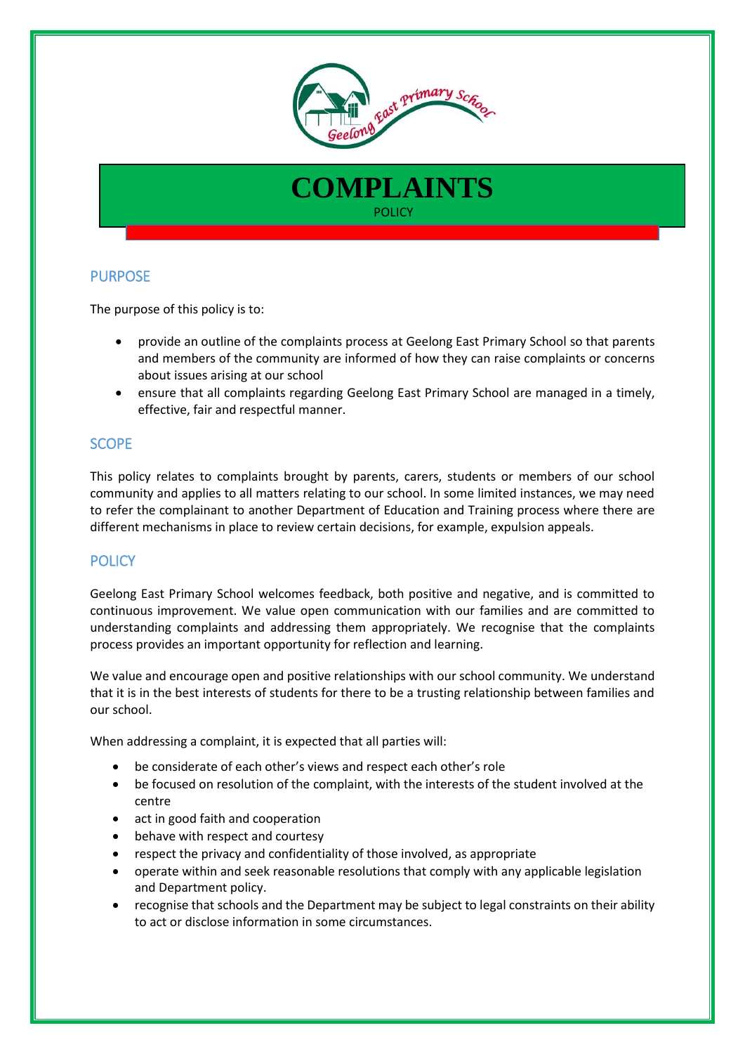# COMPLAINTS

POLICY

## PURPOSE

The purpose of this policy is to:

- provide an outline of the complaints process at Geelong East Primary School so that parents and members of the community are informed of how they can raise complaints or concerns about issues arising at our school
- ensure that all complaints regarding Geelong East Primary School are managed in a timely, effective, fair and respectful manner.

## SCOPE

This policy relates to complaints brought by parents, carers, students or members of our school community and applies to all matters relating to our school. In some limited instances, we may need to refer the complainant to another Department of Education and Training process where there are different mechanisms in place to review certain decisions, for example, expulsion appeals.

## POLICY

Geelong East Primary School welcomes feedback, both positive and negative, and is committed to continuous improvement. We value open communication with our families and are committed to understanding complaints and addressing them appropriately. We recognise that the complaints process provides an important opportunity for reflection and learning.

We value and encourage open and positive relationships with our school community. We understand that it is in the best interests of students for there to be a trusting relationship between families and our school.

When addressing a complaint, it is expected that all parties will:

- be considerate of each other's views and respect each other's role
- be focused on resolution of the complaint, with the interests of the student involved at the centre
- act in good faith and cooperation
- behave with respect and courtesy
- respect the privacy and confidentiality of those involved, as appropriate
- operate within and seek reasonable resolutions that comply with any applicable legislation and Department policy.
- recognise that schools and the Department may be subject to legal constraints on their ability to act or disclose information in some circumstances.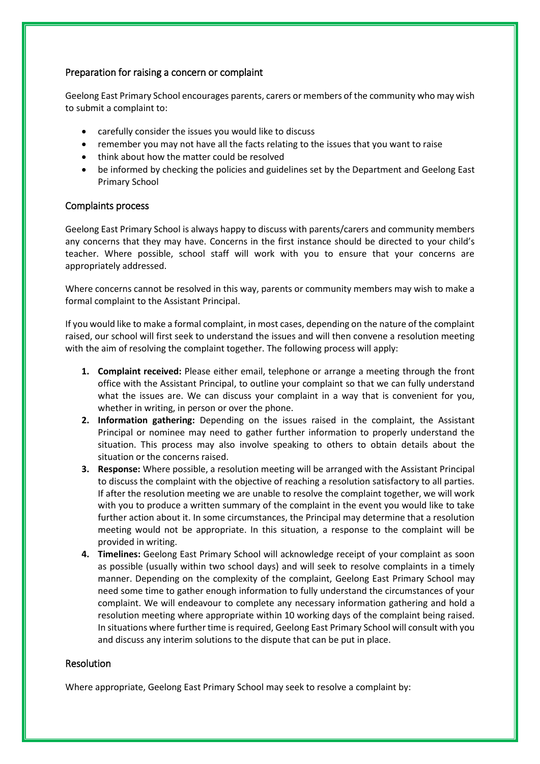## Preparation for raising a concern or complaint

Geelong East Primary School encourages parents, carers or members of the community who may wish to submit a complaint to:

- carefully consider the issues you would like to discuss
- remember you may not have all the facts relating to the issues that you want to raise
- think about how the matter could be resolved
- be informed by checking the policies and guidelines set by the Department and Geelong East Primary School

## Complaints process

Geelong East Primary School is always happy to discuss with parents/carers and community members any concerns that they may have. Concerns in the first instance should be directed to your child's teacher. Where possible, school staff will work with you to ensure that your concerns are appropriately addressed.

Where concerns cannot be resolved in this way, parents or community members may wish to make a formal complaint to the Assistant Principal.

If you would like to make a formal complaint, in most cases, depending on the nature of the complaint raised, our school will first seek to understand the issues and will then convene a resolution meeting with the aim of resolving the complaint together. The following process will apply:

1. **Complaint received:** Please either email, telephone or arrange a meeting through the front office with the Assistant Principal, to outline your complaint so that we can fully understand what the issues are. We can discuss your complaint in a way that is convenient for you, whether in writing, in person or over the phone.
2. **Information gathering:** Depending on the issues raised in the complaint, the Assistant Principal or nominee may need to gather further information to properly understand the situation. This process may also involve speaking to others to obtain details about the situation or the concerns raised.
3. **Response:** Where possible, a resolution meeting will be arranged with the Assistant Principal to discuss the complaint with the objective of reaching a resolution satisfactory to all parties. If after the resolution meeting we are unable to resolve the complaint together, we will work with you to produce a written summary of the complaint in the event you would like to take further action about it. In some circumstances, the Principal may determine that a resolution meeting would not be appropriate. In this situation, a response to the complaint will be provided in writing.
4. **Timelines:** Geelong East Primary School will acknowledge receipt of your complaint as soon as possible (usually within two school days) and will seek to resolve complaints in a timely manner. Depending on the complexity of the complaint, Geelong East Primary School may need some time to gather enough information to fully understand the circumstances of your complaint. We will endeavour to complete any necessary information gathering and hold a resolution meeting where appropriate within 10 working days of the complaint being raised. In situations where further time is required, Geelong East Primary School will consult with you and discuss any interim solutions to the dispute that can be put in place.

## Resolution

Where appropriate, Geelong East Primary School may seek to resolve a complaint by: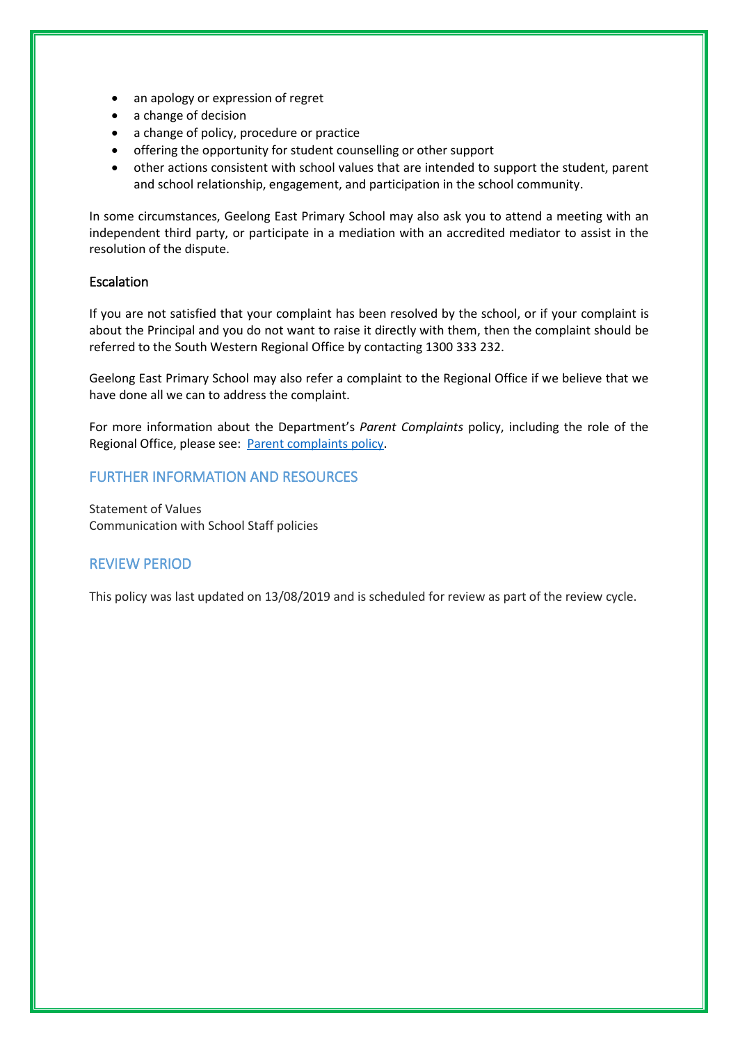- an apology or expression of regret
- a change of decision
- a change of policy, procedure or practice
- offering the opportunity for student counselling or other support
- other actions consistent with school values that are intended to support the student, parent and school relationship, engagement, and participation in the school community.

In some circumstances, Geelong East Primary School may also ask you to attend a meeting with an independent third party, or participate in a mediation with an accredited mediator to assist in the resolution of the dispute.

### Escalation

If you are not satisfied that your complaint has been resolved by the school, or if your complaint is about the Principal and you do not want to raise it directly with them, then the complaint should be referred to the South Western Regional Office by contacting 1300 333 232.

Geelong East Primary School may also refer a complaint to the Regional Office if we believe that we have done all we can to address the complaint.

For more information about the Department's *Parent Complaints* policy, including the role of the Regional Office, please see: [Parent complaints policy](#).

## FURTHER INFORMATION AND RESOURCES

Statement of Values
Communication with School Staff policies

## REVIEW PERIOD

This policy was last updated on 13/08/2019 and is scheduled for review as part of the review cycle.